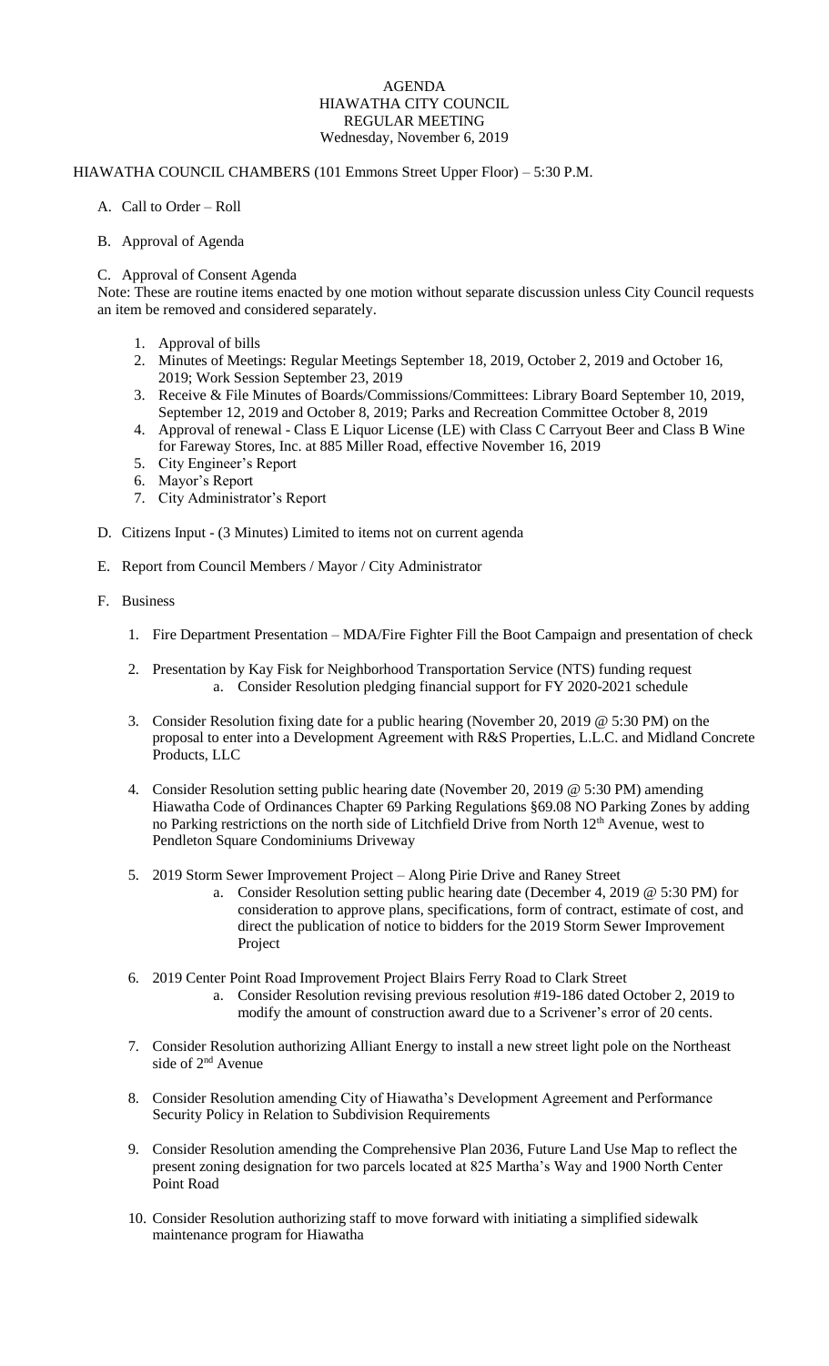# AGENDA
## HIAWATHA CITY COUNCIL
## REGULAR MEETING
### Wednesday, November 6, 2019

HIAWATHA COUNCIL CHAMBERS (101 Emmons Street Upper Floor) – 5:30 P.M.

A. Call to Order – Roll

B. Approval of Agenda

C. Approval of Consent Agenda

Note: These are routine items enacted by one motion without separate discussion unless City Council requests an item be removed and considered separately.

1. Approval of bills
2. Minutes of Meetings: Regular Meetings September 18, 2019, October 2, 2019 and October 16, 2019; Work Session September 23, 2019
3. Receive & File Minutes of Boards/Commissions/Committees: Library Board September 10, 2019, September 12, 2019 and October 8, 2019; Parks and Recreation Committee October 8, 2019
4. Approval of renewal - Class E Liquor License (LE) with Class C Carryout Beer and Class B Wine for Fareway Stores, Inc. at 885 Miller Road, effective November 16, 2019
5. City Engineer's Report
6. Mayor's Report
7. City Administrator's Report

D. Citizens Input - (3 Minutes) Limited to items not on current agenda

E. Report from Council Members / Mayor / City Administrator

F. Business

1. Fire Department Presentation – MDA/Fire Fighter Fill the Boot Campaign and presentation of check

2. Presentation by Kay Fisk for Neighborhood Transportation Service (NTS) funding request
   a. Consider Resolution pledging financial support for FY 2020-2021 schedule

3. Consider Resolution fixing date for a public hearing (November 20, 2019 @ 5:30 PM) on the proposal to enter into a Development Agreement with R&S Properties, L.L.C. and Midland Concrete Products, LLC

4. Consider Resolution setting public hearing date (November 20, 2019 @ 5:30 PM) amending Hiawatha Code of Ordinances Chapter 69 Parking Regulations §69.08 NO Parking Zones by adding no Parking restrictions on the north side of Litchfield Drive from North 12th Avenue, west to Pendleton Square Condominiums Driveway

5. 2019 Storm Sewer Improvement Project – Along Pirie Drive and Raney Street
   a. Consider Resolution setting public hearing date (December 4, 2019 @ 5:30 PM) for consideration to approve plans, specifications, form of contract, estimate of cost, and direct the publication of notice to bidders for the 2019 Storm Sewer Improvement Project

6. 2019 Center Point Road Improvement Project Blairs Ferry Road to Clark Street
   a. Consider Resolution revising previous resolution #19-186 dated October 2, 2019 to modify the amount of construction award due to a Scrivener's error of 20 cents.

7. Consider Resolution authorizing Alliant Energy to install a new street light pole on the Northeast side of 2nd Avenue

8. Consider Resolution amending City of Hiawatha's Development Agreement and Performance Security Policy in Relation to Subdivision Requirements

9. Consider Resolution amending the Comprehensive Plan 2036, Future Land Use Map to reflect the present zoning designation for two parcels located at 825 Martha's Way and 1900 North Center Point Road

10. Consider Resolution authorizing staff to move forward with initiating a simplified sidewalk maintenance program for Hiawatha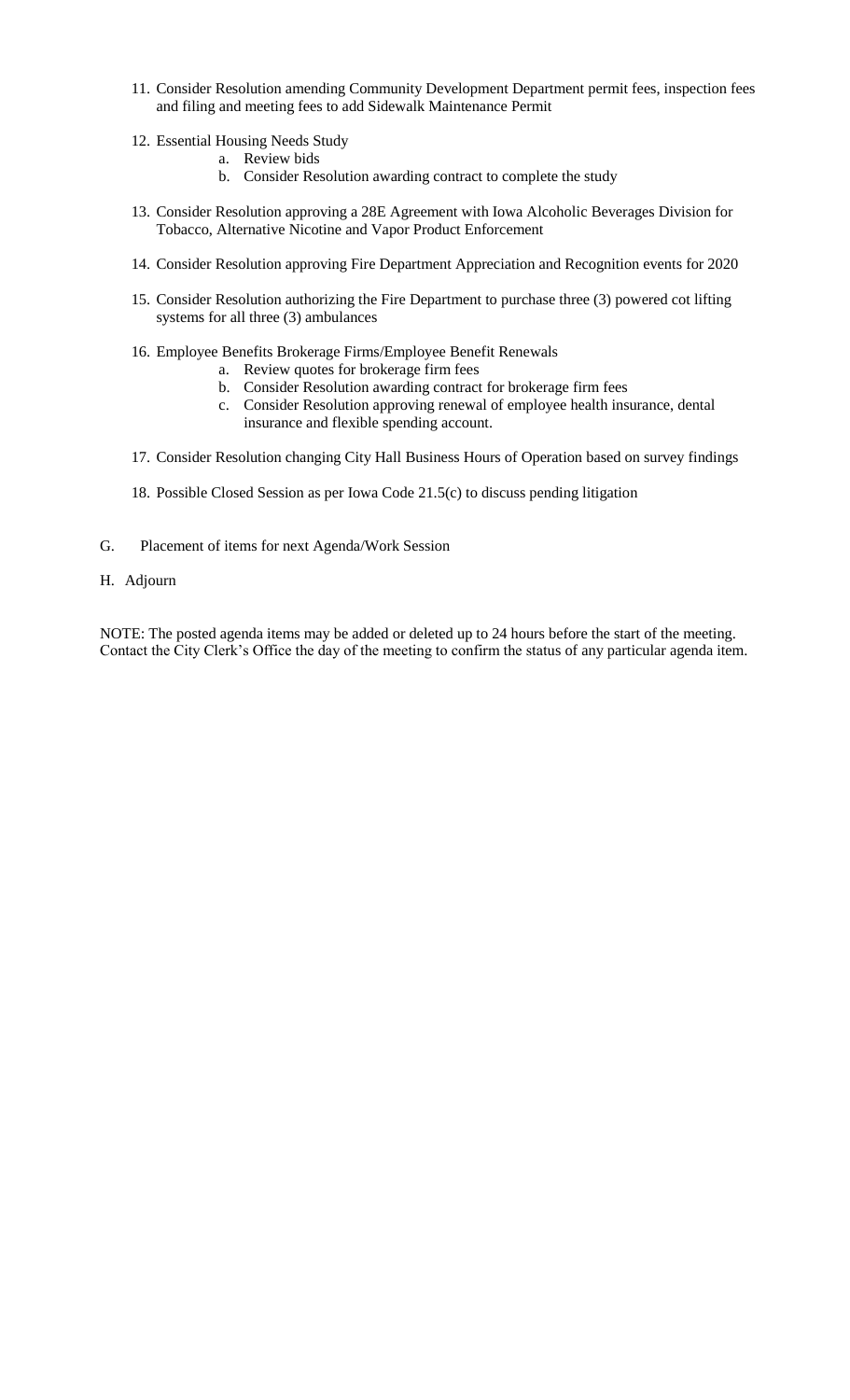11. Consider Resolution amending Community Development Department permit fees, inspection fees and filing and meeting fees to add Sidewalk Maintenance Permit

12. Essential Housing Needs Study
    a. Review bids
    b. Consider Resolution awarding contract to complete the study

13. Consider Resolution approving a 28E Agreement with Iowa Alcoholic Beverages Division for Tobacco, Alternative Nicotine and Vapor Product Enforcement

14. Consider Resolution approving Fire Department Appreciation and Recognition events for 2020

15. Consider Resolution authorizing the Fire Department to purchase three (3) powered cot lifting systems for all three (3) ambulances

16. Employee Benefits Brokerage Firms/Employee Benefit Renewals
    a. Review quotes for brokerage firm fees
    b. Consider Resolution awarding contract for brokerage firm fees
    c. Consider Resolution approving renewal of employee health insurance, dental insurance and flexible spending account.

17. Consider Resolution changing City Hall Business Hours of Operation based on survey findings

18. Possible Closed Session as per Iowa Code 21.5(c) to discuss pending litigation

G. Placement of items for next Agenda/Work Session

H. Adjourn

NOTE: The posted agenda items may be added or deleted up to 24 hours before the start of the meeting. Contact the City Clerk's Office the day of the meeting to confirm the status of any particular agenda item.